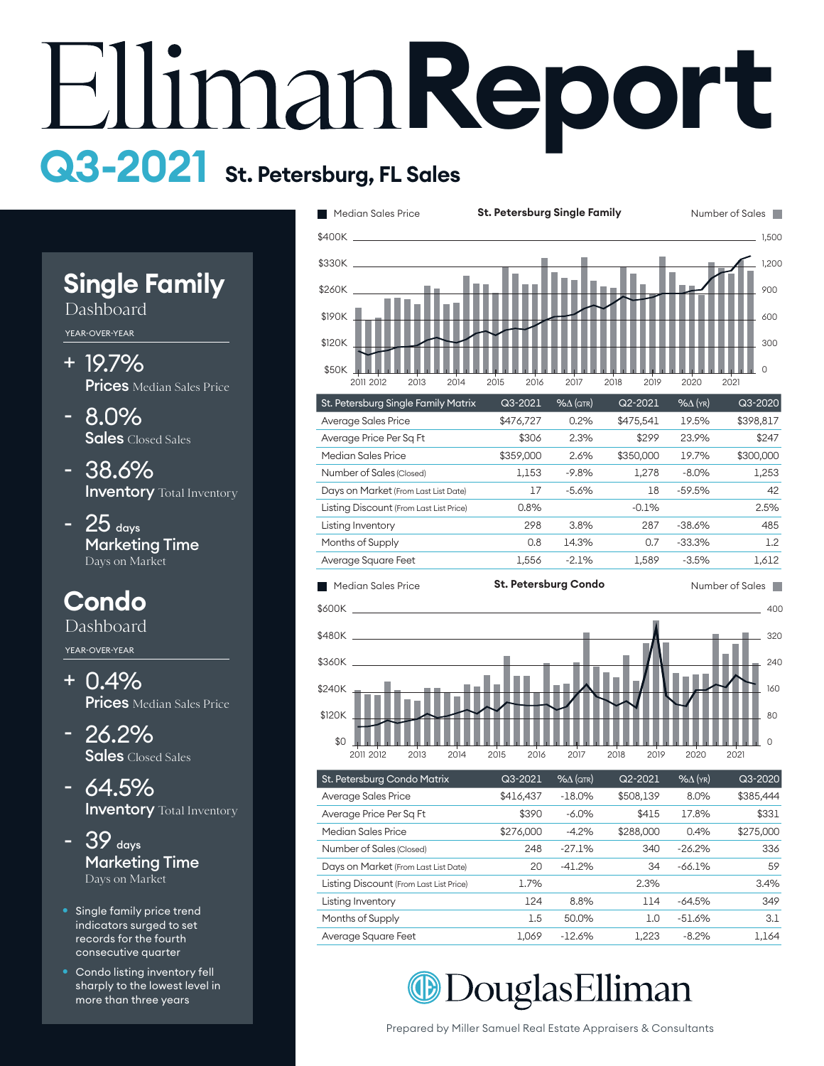# EllimanReport

## Q3-2021 St. Petersburg, FL Sales

## Single Family

Dashboard

YEAR-OVER-YEAR

- + 19.7% **Prices** Median Sales Price
- - 8.0% **Sales** Closed Sales
- - 38.6% **Inventory** Total Inventory
- - 25 days **Marketing Time** Days on Market

## Condo

Dashboard

YEAR-OVER-YEAR

- + 0.4% **Prices** Median Sales Price
- - 26.2% **Sales** Closed Sales
- - 64.5% **Inventory** Total Inventory
- - 39 days **Marketing Time** Days on Market

- Single family price trend indicators surged to set records for the fourth consecutive quarter
- Condo listing inventory fell sharply to the lowest level in more than three years

### St. Petersburg Single Family

| St. Petersburg Single Family Matrix | Q3-2021 | %Δ (QTR) | Q2-2021 | %Δ (YR) | Q3-2020 |
|---|---|---|---|---|---|
| Average Sales Price | $476,727 | 0.2% | $475,541 | 19.5% | $398,817 |
| Average Price Per Sq Ft | $306 | 2.3% | $299 | 23.9% | $247 |
| Median Sales Price | $359,000 | 2.6% | $350,000 | 19.7% | $300,000 |
| Number of Sales (Closed) | 1,153 | -9.8% | 1,278 | -8.0% | 1,253 |
| Days on Market (From Last List Date) | 17 | -5.6% | 18 | -59.5% | 42 |
| Listing Discount (From Last List Price) | 0.8% | | -0.1% | | 2.5% |
| Listing Inventory | 298 | 3.8% | 287 | -38.6% | 485 |
| Months of Supply | 0.8 | 14.3% | 0.7 | -33.3% | 1.2 |
| Average Square Feet | 1,556 | -2.1% | 1,589 | -3.5% | 1,612 |

### St. Petersburg Condo

| St. Petersburg Condo Matrix | Q3-2021 | %Δ (QTR) | Q2-2021 | %Δ (YR) | Q3-2020 |
|---|---|---|---|---|---|
| Average Sales Price | $416,437 | -18.0% | $508,139 | 8.0% | $385,444 |
| Average Price Per Sq Ft | $390 | -6.0% | $415 | 17.8% | $331 |
| Median Sales Price | $276,000 | -4.2% | $288,000 | 0.4% | $275,000 |
| Number of Sales (Closed) | 248 | -27.1% | 340 | -26.2% | 336 |
| Days on Market (From Last List Date) | 20 | -41.2% | 34 | -66.1% | 59 |
| Listing Discount (From Last List Price) | 1.7% | | 2.3% | | 3.4% |
| Listing Inventory | 124 | 8.8% | 114 | -64.5% | 349 |
| Months of Supply | 1.5 | 50.0% | 1.0 | -51.6% | 3.1 |
| Average Square Feet | 1,069 | -12.6% | 1,223 | -8.2% | 1,164 |

DouglasElliman

Prepared by Miller Samuel Real Estate Appraisers & Consultants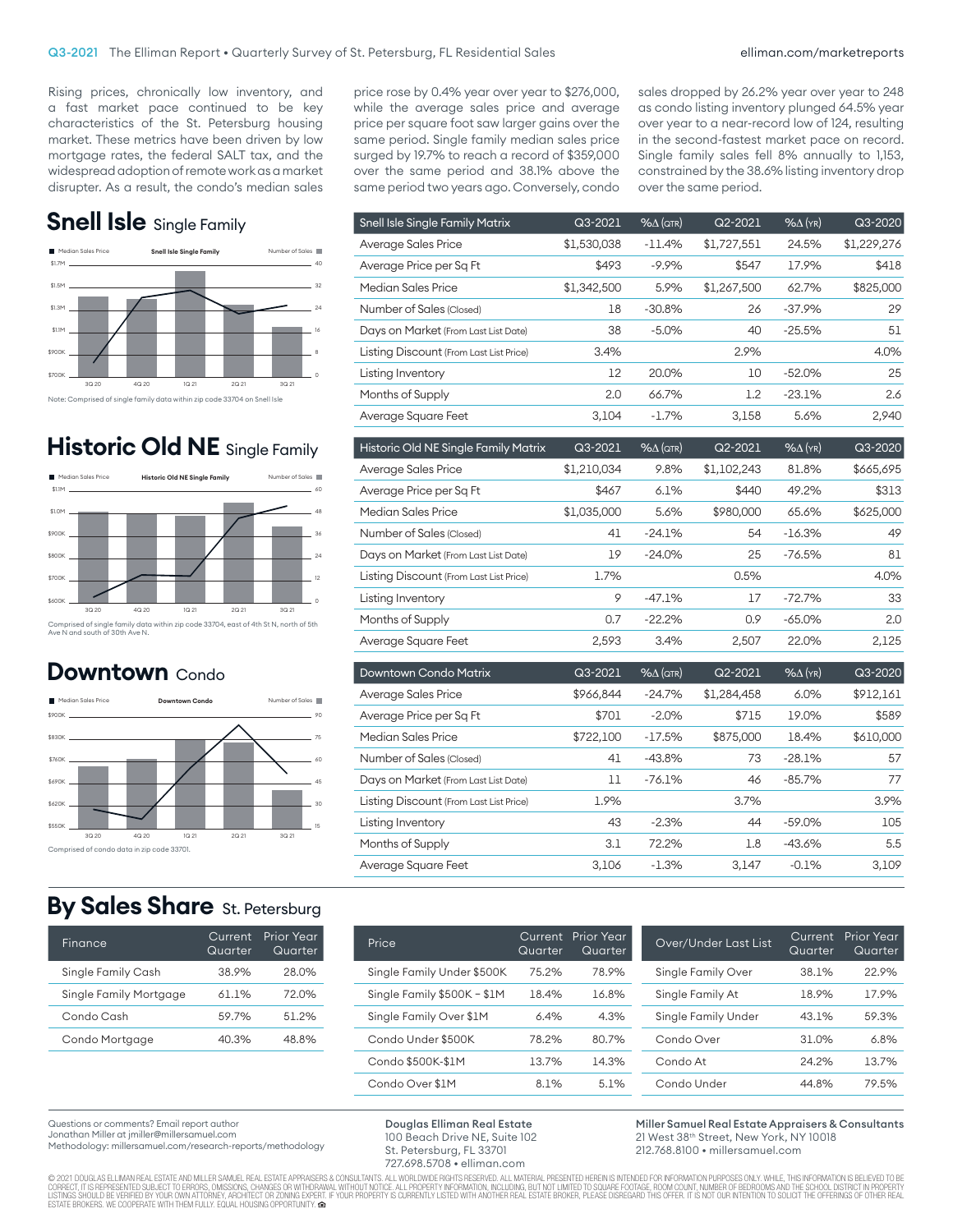Rising prices, chronically low inventory, and a fast market pace continued to be key characteristics of the St. Petersburg housing market. These metrics have been driven by low mortgage rates, the federal SALT tax, and the widespread adoption of remote work as a market disrupter. As a result, the condo's median sales price rose by 0.4% year over year to $276,000, while the average sales price and average price per square foot saw larger gains over the same period. Single family median sales price surged by 19.7% to reach a record of $359,000 over the same period and 38.1% above the same period two years ago. Conversely, condo sales dropped by 26.2% year over year to 248 as condo listing inventory plunged 64.5% year over year to a near-record low of 124, resulting in the second-fastest market pace on record. Single family sales fell 8% annually to 1,153, constrained by the 38.6% listing inventory drop over the same period.

## Snell Isle Single Family

Median Sales Price
Snell Isle Single Family
Number of Sales
$1.7M
$1.5M
$1.3M
$1.1M
$900K
$700K
40
32
24
16
8
0
3Q 20
4Q 20
1Q 21
2Q 21
3Q 21

Note: Comprised of single family data within zip code 33704 on Snell Isle

| Snell Isle Single Family Matrix | Q3-2021 | %Δ (QTR) | Q2-2021 | %Δ (YR) | Q3-2020 |
|---|---|---|---|---|---|
| Average Sales Price | $1,530,038 | -11.4% | $1,727,551 | 24.5% | $1,229,276 |
| Average Price per Sq Ft | $493 | -9.9% | $547 | 17.9% | $418 |
| Median Sales Price | $1,342,500 | 5.9% | $1,267,500 | 62.7% | $825,000 |
| Number of Sales (Closed) | 18 | -30.8% | 26 | -37.9% | 29 |
| Days on Market (From Last List Date) | 38 | -5.0% | 40 | -25.5% | 51 |
| Listing Discount (From Last List Price) | 3.4% | | 2.9% | | 4.0% |
| Listing Inventory | 12 | 20.0% | 10 | -52.0% | 25 |
| Months of Supply | 2.0 | 66.7% | 1.2 | -23.1% | 2.6 |
| Average Square Feet | 3,104 | -1.7% | 3,158 | 5.6% | 2,940 |

## Historic Old NE Single Family

Median Sales Price
Historic Old NE Single Family
Number of Sales
$1.1M
$1.0M
$900K
$800K
$700K
$600K
60
48
36
24
12
0
3Q 20
4Q 20
1Q 21
2Q 21
3Q 21

Comprised of single family data within zip code 33704, east of 4th St N, north of 5th Ave N and south of 30th Ave N.

| Historic Old NE Single Family Matrix | Q3-2021 | %Δ (QTR) | Q2-2021 | %Δ (YR) | Q3-2020 |
|---|---|---|---|---|---|
| Average Sales Price | $1,210,034 | 9.8% | $1,102,243 | 81.8% | $665,695 |
| Average Price per Sq Ft | $467 | 6.1% | $440 | 49.2% | $313 |
| Median Sales Price | $1,035,000 | 5.6% | $980,000 | 65.6% | $625,000 |
| Number of Sales (Closed) | 41 | -24.1% | 54 | -16.3% | 49 |
| Days on Market (From Last List Date) | 19 | -24.0% | 25 | -76.5% | 81 |
| Listing Discount (From Last List Price) | 1.7% | | 0.5% | | 4.0% |
| Listing Inventory | 9 | -47.1% | 17 | -72.7% | 33 |
| Months of Supply | 0.7 | -22.2% | 0.9 | -65.0% | 2.0 |
| Average Square Feet | 2,593 | 3.4% | 2,507 | 22.0% | 2,125 |

## Downtown Condo

Median Sales Price
Downtown Condo
Number of Sales
$900K
$830K
$760K
$690K
$620K
$550K
90
75
60
45
30
15
3Q 20
4Q 20
1Q 21
2Q 21
3Q 21

Comprised of condo data in zip code 33701.

| Downtown Condo Matrix | Q3-2021 | %Δ (QTR) | Q2-2021 | %Δ (YR) | Q3-2020 |
|---|---|---|---|---|---|
| Average Sales Price | $966,844 | -24.7% | $1,284,458 | 6.0% | $912,161 |
| Average Price per Sq Ft | $701 | -2.0% | $715 | 19.0% | $589 |
| Median Sales Price | $722,100 | -17.5% | $875,000 | 18.4% | $610,000 |
| Number of Sales (Closed) | 41 | -43.8% | 73 | -28.1% | 57 |
| Days on Market (From Last List Date) | 11 | -76.1% | 46 | -85.7% | 77 |
| Listing Discount (From Last List Price) | 1.9% | | 3.7% | | 3.9% |
| Listing Inventory | 43 | -2.3% | 44 | -59.0% | 105 |
| Months of Supply | 3.1 | 72.2% | 1.8 | -43.6% | 5.5 |
| Average Square Feet | 3,106 | -1.3% | 3,147 | -0.1% | 3,109 |

## By Sales Share St. Petersburg

| Finance | Current Quarter | Prior Year Quarter |
|---|---|---|
| Single Family Cash | 38.9% | 28.0% |
| Single Family Mortgage | 61.1% | 72.0% |
| Condo Cash | 59.7% | 51.2% |
| Condo Mortgage | 40.3% | 48.8% |

| Price | Current Quarter | Prior Year Quarter |
|---|---|---|
| Single Family Under $500K | 75.2% | 78.9% |
| Single Family $500K – $1M | 18.4% | 16.8% |
| Single Family Over $1M | 6.4% | 4.3% |
| Condo Under $500K | 78.2% | 80.7% |
| Condo $500K-$1M | 13.7% | 14.3% |
| Condo Over $1M | 8.1% | 5.1% |

| Over/Under Last List | Current Quarter | Prior Year Quarter |
|---|---|---|
| Single Family Over | 38.1% | 22.9% |
| Single Family At | 18.9% | 17.9% |
| Single Family Under | 43.1% | 59.3% |
| Condo Over | 31.0% | 6.8% |
| Condo At | 24.2% | 13.7% |
| Condo Under | 44.8% | 79.5% |

Questions or comments? Email report author
Jonathan Miller at jmiller@millersamuel.com
Methodology: millersamuel.com/research-reports/methodology

**Douglas Elliman Real Estate**
100 Beach Drive NE, Suite 102
St. Petersburg, FL 33701
727.698.5708 • elliman.com

**Miller Samuel Real Estate Appraisers & Consultants**
21 West 38th Street, New York, NY 10018
212.768.8100 • millersamuel.com

© 2021 DOUGLAS ELLIMAN REAL ESTATE AND MILLER SAMUEL REAL ESTATE APPRAISERS & CONSULTANTS. ALL WORLDWIDE RIGHTS RESERVED. ALL MATERIAL PRESENTED HEREIN IS INTENDED FOR INFORMATION PURPOSES ONLY. WHILE, THIS INFORMATION IS BELIEVED TO BE CORRECT, IT IS REPRESENTED SUBJECT TO ERRORS, OMISSIONS, CHANGES OR WITHDRAWAL WITHOUT NOTICE. ALL PROPERTY INFORMATION, INCLUDING, BUT NOT LIMITED TO SQUARE FOOTAGE, ROOM COUNT, NUMBER OF BEDROOMS AND THE SCHOOL DISTRICT IN PROPERTY LISTINGS SHOULD BE VERIFIED BY YOUR OWN ATTORNEY, ARCHITECT OR ZONING EXPERT. IF YOUR PROPERTY IS CURRENTLY LISTED WITH ANOTHER REAL ESTATE BROKER, PLEASE DISREGARD THIS OFFER. IT IS NOT OUR INTENTION TO SOLICIT THE OFFERINGS OF OTHER REAL ESTATE BROKERS. WE COOPERATE WITH THEM FULLY. EQUAL HOUSING OPPORTUNITY.